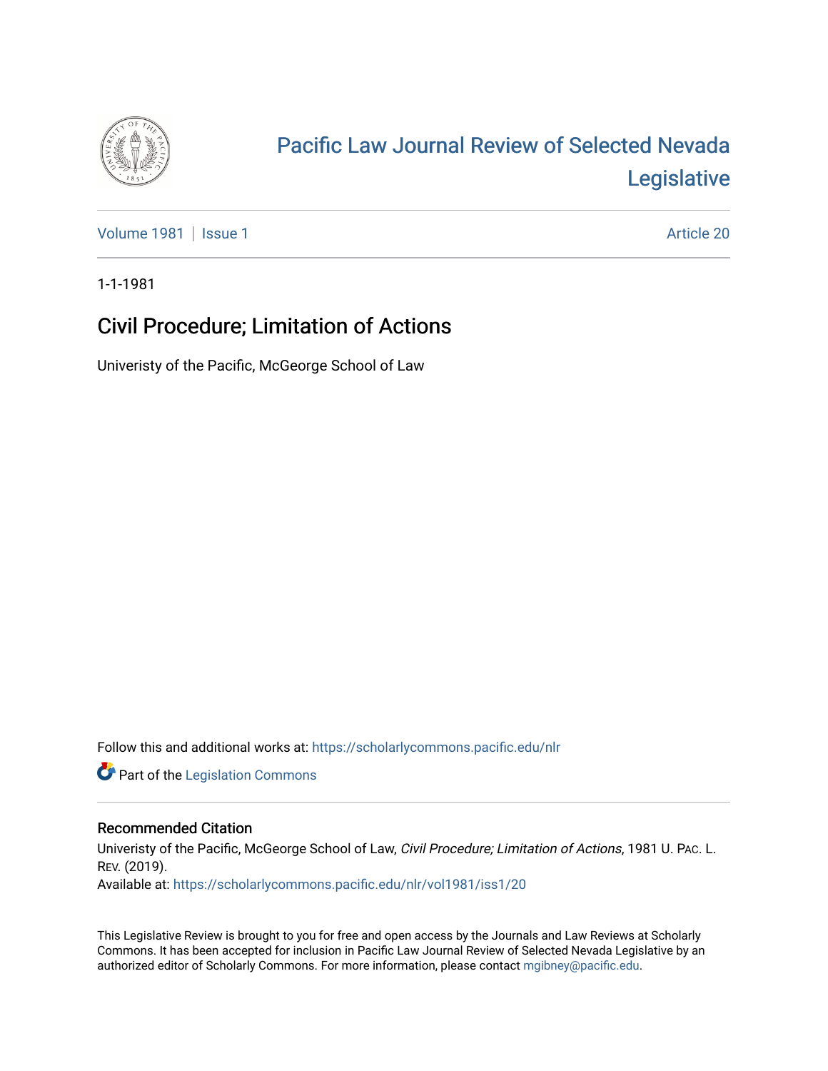# Pacific Law Journal Review of Selected Nevada Legislative

Volume 1981 | Issue 1 | Article 20

1-1-1981

## Civil Procedure; Limitation of Actions

Univeristy of the Pacific, McGeorge School of Law

Follow this and additional works at: https://scholarlycommons.pacific.edu/nlr

Part of the Legislation Commons

### Recommended Citation

Univeristy of the Pacific, McGeorge School of Law, *Civil Procedure; Limitation of Actions*, 1981 U. Pac. L. Rev. (2019).
Available at: https://scholarlycommons.pacific.edu/nlr/vol1981/iss1/20

This Legislative Review is brought to you for free and open access by the Journals and Law Reviews at Scholarly Commons. It has been accepted for inclusion in Pacific Law Journal Review of Selected Nevada Legislative by an authorized editor of Scholarly Commons. For more information, please contact mgibney@pacific.edu.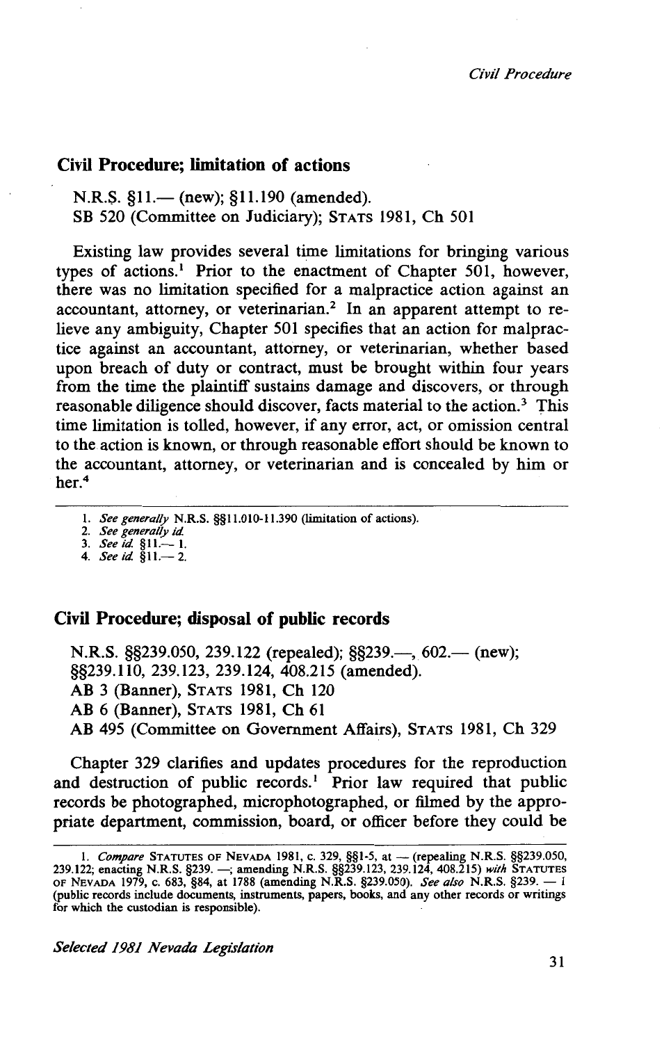## Civil Procedure; limitation of actions

N.R.S. §11.— (new); §11.190 (amended).
SB 520 (Committee on Judiciary); STATS 1981, Ch 501

Existing law provides several time limitations for bringing various types of actions.[1] Prior to the enactment of Chapter 501, however, there was no limitation specified for a malpractice action against an accountant, attorney, or veterinarian.[2] In an apparent attempt to relieve any ambiguity, Chapter 501 specifies that an action for malpractice against an accountant, attorney, or veterinarian, whether based upon breach of duty or contract, must be brought within four years from the time the plaintiff sustains damage and discovers, or through reasonable diligence should discover, facts material to the action.[3] This time limitation is tolled, however, if any error, act, or omission central to the action is known, or through reasonable effort should be known to the accountant, attorney, or veterinarian and is concealed by him or her.[4]

1. *See generally* N.R.S. §§11.010-11.390 (limitation of actions).
2. *See generally id.*
3. *See id.* §11.— 1.
4. *See id.* §11.— 2.

## Civil Procedure; disposal of public records

N.R.S. §§239.050, 239.122 (repealed); §§239.—, 602.— (new); §§239.110, 239.123, 239.124, 408.215 (amended).
AB 3 (Banner), STATS 1981, Ch 120
AB 6 (Banner), STATS 1981, Ch 61
AB 495 (Committee on Government Affairs), STATS 1981, Ch 329

Chapter 329 clarifies and updates procedures for the reproduction and destruction of public records.[1] Prior law required that public records be photographed, microphotographed, or filmed by the appropriate department, commission, board, or officer before they could be

1. *Compare* STATUTES OF NEVADA 1981, c. 329, §§1-5, at — (repealing N.R.S. §§239.050, 239.122; enacting N.R.S. §239. —; amending N.R.S. §§239.123, 239.124, 408.215) *with* STATUTES OF NEVADA 1979, c. 683, §84, at 1788 (amending N.R.S. §239.050). *See also* N.R.S. §239. — 1 (public records include documents, instruments, papers, books, and any other records or writings for which the custodian is responsible).